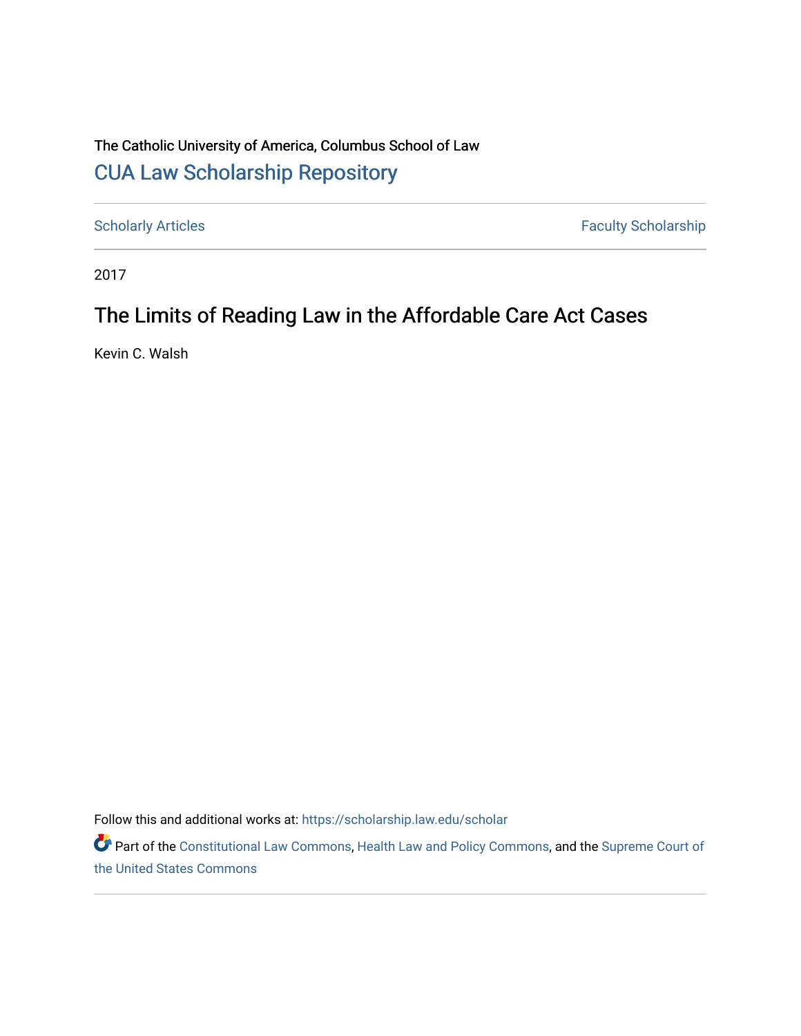The Catholic University of America, Columbus School of Law

CUA Law Scholarship Repository

Scholarly Articles

Faculty Scholarship

2017

# The Limits of Reading Law in the Affordable Care Act Cases

Kevin C. Walsh

Follow this and additional works at: https://scholarship.law.edu/scholar

Part of the Constitutional Law Commons, Health Law and Policy Commons, and the Supreme Court of the United States Commons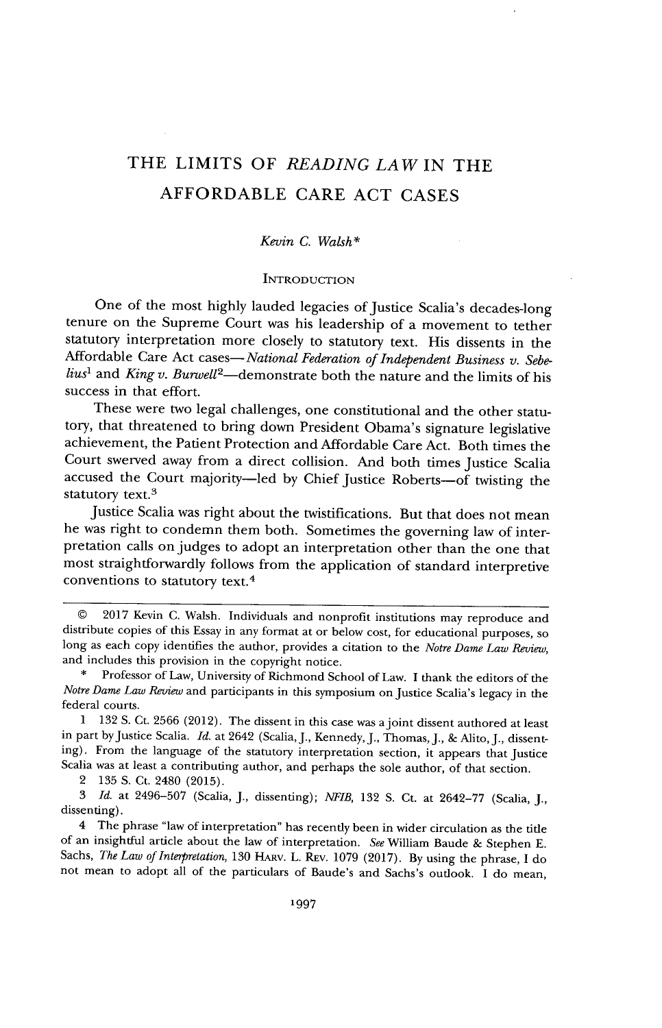# THE LIMITS OF *READING LAW* IN THE AFFORDABLE CARE ACT CASES

*Kevin C. Walsh**

## INTRODUCTION

One of the most highly lauded legacies of Justice Scalia's decades-long tenure on the Supreme Court was his leadership of a movement to tether statutory interpretation more closely to statutory text. His dissents in the Affordable Care Act cases—*National Federation of Independent Business v. Sebelius*[1] and *King v. Burwell*[2]—demonstrate both the nature and the limits of his success in that effort.

These were two legal challenges, one constitutional and the other statutory, that threatened to bring down President Obama's signature legislative achievement, the Patient Protection and Affordable Care Act. Both times the Court swerved away from a direct collision. And both times Justice Scalia accused the Court majority—led by Chief Justice Roberts—of twisting the statutory text.[3]

Justice Scalia was right about the twistifications. But that does not mean he was right to condemn them both. Sometimes the governing law of interpretation calls on judges to adopt an interpretation other than the one that most straightforwardly follows from the application of standard interpretive conventions to statutory text.[4]

---

© 2017 Kevin C. Walsh. Individuals and nonprofit institutions may reproduce and distribute copies of this Essay in any format at or below cost, for educational purposes, so long as each copy identifies the author, provides a citation to the *Notre Dame Law Review*, and includes this provision in the copyright notice.

\* Professor of Law, University of Richmond School of Law. I thank the editors of the *Notre Dame Law Review* and participants in this symposium on Justice Scalia's legacy in the federal courts.

1 132 S. Ct. 2566 (2012). The dissent in this case was a joint dissent authored at least in part by Justice Scalia. *Id.* at 2642 (Scalia, J., Kennedy, J., Thomas, J., & Alito, J., dissenting). From the language of the statutory interpretation section, it appears that Justice Scalia was at least a contributing author, and perhaps the sole author, of that section.

2 135 S. Ct. 2480 (2015).

3 *Id.* at 2496–507 (Scalia, J., dissenting); *NFIB*, 132 S. Ct. at 2642–77 (Scalia, J., dissenting).

4 The phrase "law of interpretation" has recently been in wider circulation as the title of an insightful article about the law of interpretation. *See* William Baude & Stephen E. Sachs, *The Law of Interpretation*, 130 HARV. L. REV. 1079 (2017). By using the phrase, I do not mean to adopt all of the particulars of Baude's and Sachs's outlook. I do mean,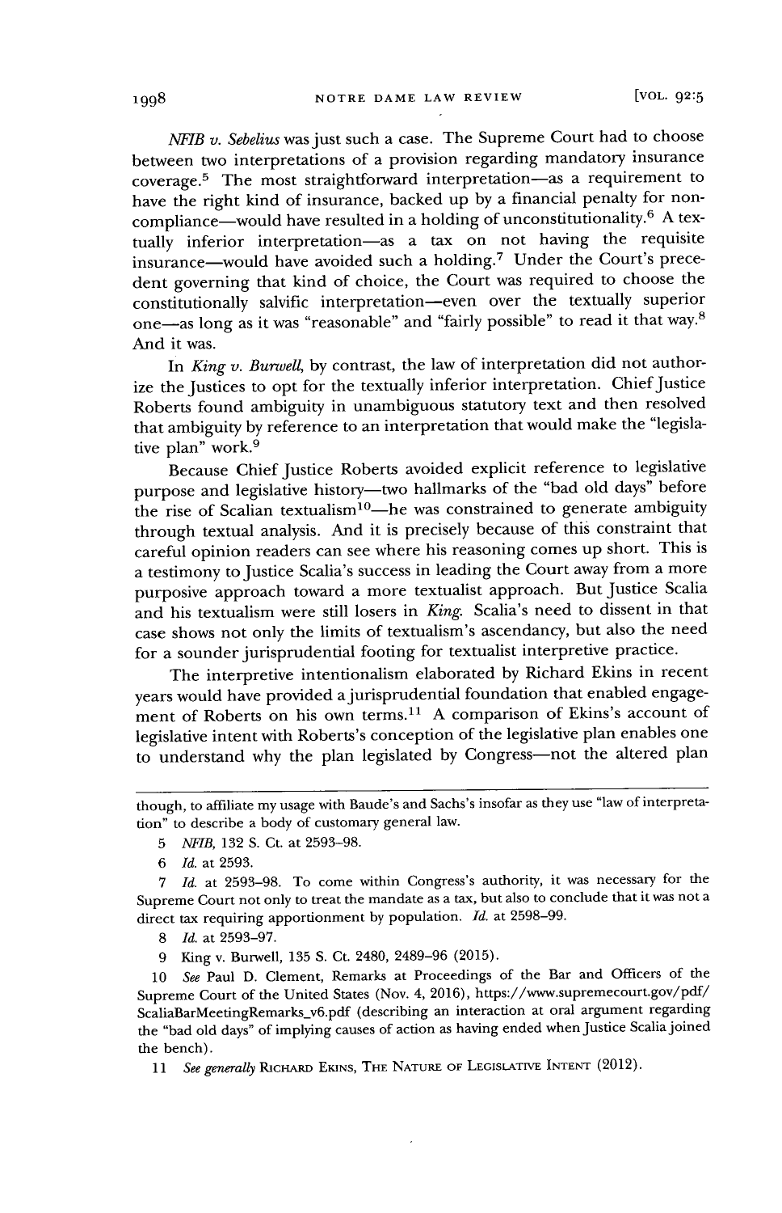*NFIB v. Sebelius* was just such a case. The Supreme Court had to choose between two interpretations of a provision regarding mandatory insurance coverage.[5] The most straightforward interpretation—as a requirement to have the right kind of insurance, backed up by a financial penalty for noncompliance—would have resulted in a holding of unconstitutionality.[6] A textually inferior interpretation—as a tax on not having the requisite insurance—would have avoided such a holding.[7] Under the Court's precedent governing that kind of choice, the Court was required to choose the constitutionally salvific interpretation—even over the textually superior one—as long as it was "reasonable" and "fairly possible" to read it that way.[8] And it was.

In *King v. Burwell*, by contrast, the law of interpretation did not authorize the Justices to opt for the textually inferior interpretation. Chief Justice Roberts found ambiguity in unambiguous statutory text and then resolved that ambiguity by reference to an interpretation that would make the "legislative plan" work.[9]

Because Chief Justice Roberts avoided explicit reference to legislative purpose and legislative history—two hallmarks of the "bad old days" before the rise of Scalian textualism[10]—he was constrained to generate ambiguity through textual analysis. And it is precisely because of this constraint that careful opinion readers can see where his reasoning comes up short. This is a testimony to Justice Scalia's success in leading the Court away from a more purposive approach toward a more textualist approach. But Justice Scalia and his textualism were still losers in *King*. Scalia's need to dissent in that case shows not only the limits of textualism's ascendancy, but also the need for a sounder jurisprudential footing for textualist interpretive practice.

The interpretive intentionalism elaborated by Richard Ekins in recent years would have provided a jurisprudential foundation that enabled engagement of Roberts on his own terms.[11] A comparison of Ekins's account of legislative intent with Roberts's conception of the legislative plan enables one to understand why the plan legislated by Congress—not the altered plan

---

though, to affiliate my usage with Baude's and Sachs's insofar as they use "law of interpretation" to describe a body of customary general law.

5 *NFIB*, 132 S. Ct. at 2593–98.

6 *Id.* at 2593.

7 *Id.* at 2593–98. To come within Congress's authority, it was necessary for the Supreme Court not only to treat the mandate as a tax, but also to conclude that it was not a direct tax requiring apportionment by population. *Id.* at 2598–99.

8 *Id.* at 2593–97.

9 King v. Burwell, 135 S. Ct. 2480, 2489–96 (2015).

10 *See* Paul D. Clement, Remarks at Proceedings of the Bar and Officers of the Supreme Court of the United States (Nov. 4, 2016), https://www.supremecourt.gov/pdf/ScaliaBarMeetingRemarks_v6.pdf (describing an interaction at oral argument regarding the "bad old days" of implying causes of action as having ended when Justice Scalia joined the bench).

11 *See generally* RICHARD EKINS, THE NATURE OF LEGISLATIVE INTENT (2012).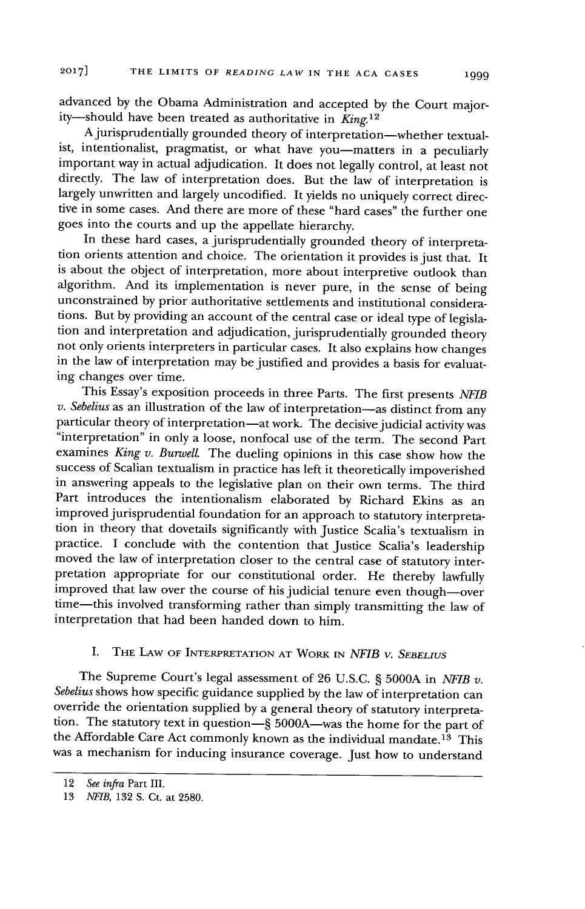advanced by the Obama Administration and accepted by the Court majority—should have been treated as authoritative in *King*.[12]

A jurisprudentially grounded theory of interpretation—whether textualist, intentionalist, pragmatist, or what have you—matters in a peculiarly important way in actual adjudication. It does not legally control, at least not directly. The law of interpretation does. But the law of interpretation is largely unwritten and largely uncodified. It yields no uniquely correct directive in some cases. And there are more of these "hard cases" the further one goes into the courts and up the appellate hierarchy.

In these hard cases, a jurisprudentially grounded theory of interpretation orients attention and choice. The orientation it provides is just that. It is about the object of interpretation, more about interpretive outlook than algorithm. And its implementation is never pure, in the sense of being unconstrained by prior authoritative settlements and institutional considerations. But by providing an account of the central case or ideal type of legislation and interpretation and adjudication, jurisprudentially grounded theory not only orients interpreters in particular cases. It also explains how changes in the law of interpretation may be justified and provides a basis for evaluating changes over time.

This Essay's exposition proceeds in three Parts. The first presents *NFIB v. Sebelius* as an illustration of the law of interpretation—as distinct from any particular theory of interpretation—at work. The decisive judicial activity was "interpretation" in only a loose, nonfocal use of the term. The second Part examines *King v. Burwell*. The dueling opinions in this case show how the success of Scalian textualism in practice has left it theoretically impoverished in answering appeals to the legislative plan on their own terms. The third Part introduces the intentionalism elaborated by Richard Ekins as an improved jurisprudential foundation for an approach to statutory interpretation in theory that dovetails significantly with Justice Scalia's textualism in practice. I conclude with the contention that Justice Scalia's leadership moved the law of interpretation closer to the central case of statutory interpretation appropriate for our constitutional order. He thereby lawfully improved that law over the course of his judicial tenure even though—over time—this involved transforming rather than simply transmitting the law of interpretation that had been handed down to him.

## I. The Law of Interpretation at Work in *NFIB v. Sebelius*

The Supreme Court's legal assessment of 26 U.S.C. § 5000A in *NFIB v. Sebelius* shows how specific guidance supplied by the law of interpretation can override the orientation supplied by a general theory of statutory interpretation. The statutory text in question—§ 5000A—was the home for the part of the Affordable Care Act commonly known as the individual mandate.[13] This was a mechanism for inducing insurance coverage. Just how to understand

---

12 *See infra* Part III.

13 *NFIB*, 132 S. Ct. at 2580.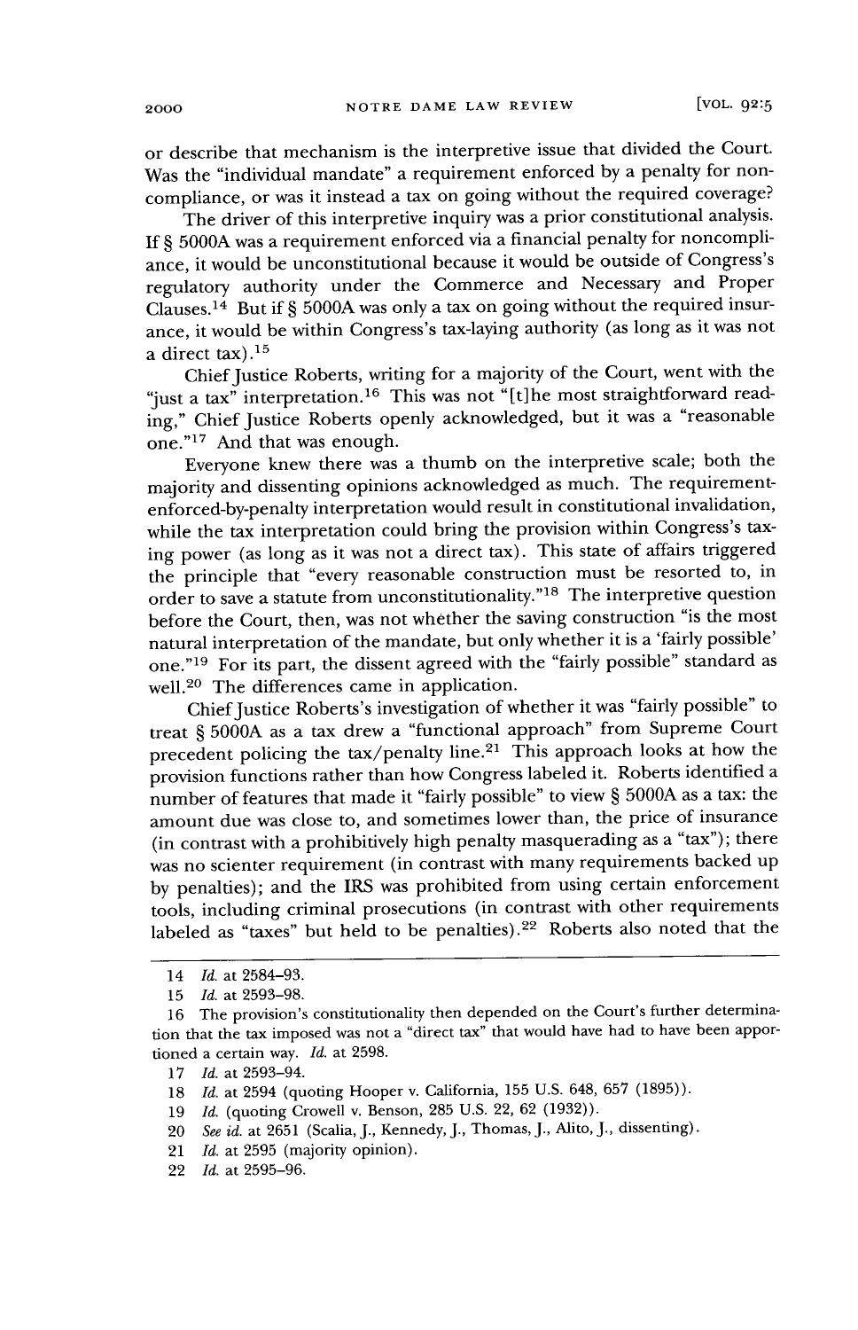or describe that mechanism is the interpretive issue that divided the Court. Was the "individual mandate" a requirement enforced by a penalty for noncompliance, or was it instead a tax on going without the required coverage?

The driver of this interpretive inquiry was a prior constitutional analysis. If § 5000A was a requirement enforced via a financial penalty for noncompliance, it would be unconstitutional because it would be outside of Congress's regulatory authority under the Commerce and Necessary and Proper Clauses.[14] But if § 5000A was only a tax on going without the required insurance, it would be within Congress's tax-laying authority (as long as it was not a direct tax).[15]

Chief Justice Roberts, writing for a majority of the Court, went with the "just a tax" interpretation.[16] This was not "[t]he most straightforward reading," Chief Justice Roberts openly acknowledged, but it was a "reasonable one."[17] And that was enough.

Everyone knew there was a thumb on the interpretive scale; both the majority and dissenting opinions acknowledged as much. The requirement-enforced-by-penalty interpretation would result in constitutional invalidation, while the tax interpretation could bring the provision within Congress's taxing power (as long as it was not a direct tax). This state of affairs triggered the principle that "every reasonable construction must be resorted to, in order to save a statute from unconstitutionality."[18] The interpretive question before the Court, then, was not whether the saving construction "is the most natural interpretation of the mandate, but only whether it is a 'fairly possible' one."[19] For its part, the dissent agreed with the "fairly possible" standard as well.[20] The differences came in application.

Chief Justice Roberts's investigation of whether it was "fairly possible" to treat § 5000A as a tax drew a "functional approach" from Supreme Court precedent policing the tax/penalty line.[21] This approach looks at how the provision functions rather than how Congress labeled it. Roberts identified a number of features that made it "fairly possible" to view § 5000A as a tax: the amount due was close to, and sometimes lower than, the price of insurance (in contrast with a prohibitively high penalty masquerading as a "tax"); there was no scienter requirement (in contrast with many requirements backed up by penalties); and the IRS was prohibited from using certain enforcement tools, including criminal prosecutions (in contrast with other requirements labeled as "taxes" but held to be penalties).[22] Roberts also noted that the

---

14 *Id.* at 2584–93.

15 *Id.* at 2593–98.

16 The provision's constitutionality then depended on the Court's further determination that the tax imposed was not a "direct tax" that would have had to have been apportioned a certain way. *Id.* at 2598.

17 *Id.* at 2593–94.

18 *Id.* at 2594 (quoting Hooper v. California, 155 U.S. 648, 657 (1895)).

19 *Id.* (quoting Crowell v. Benson, 285 U.S. 22, 62 (1932)).

20 *See id.* at 2651 (Scalia, J., Kennedy, J., Thomas, J., Alito, J., dissenting).

21 *Id.* at 2595 (majority opinion).

22 *Id.* at 2595–96.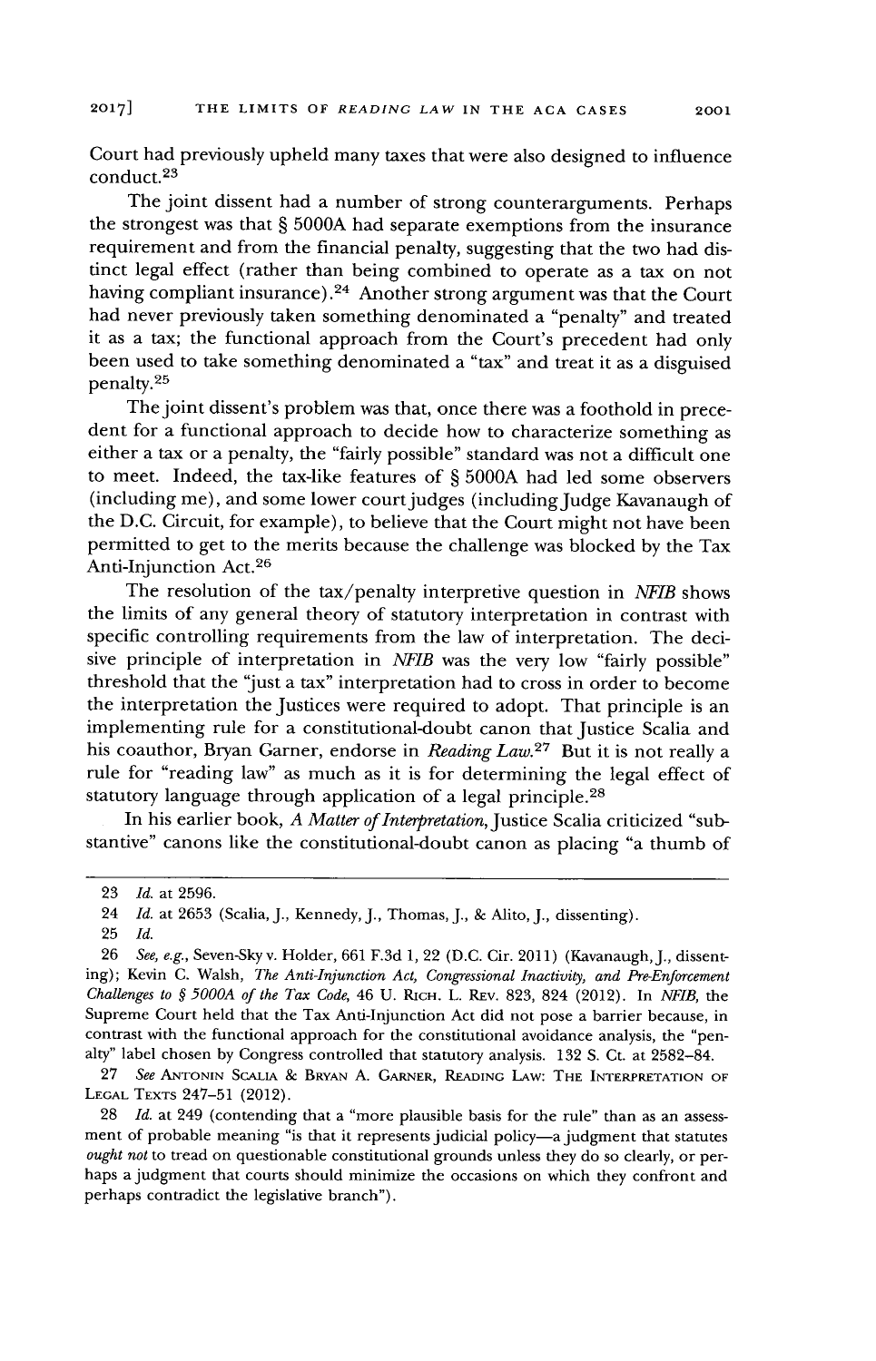Court had previously upheld many taxes that were also designed to influence conduct.[23]

The joint dissent had a number of strong counterarguments. Perhaps the strongest was that § 5000A had separate exemptions from the insurance requirement and from the financial penalty, suggesting that the two had distinct legal effect (rather than being combined to operate as a tax on not having compliant insurance).[24] Another strong argument was that the Court had never previously taken something denominated a "penalty" and treated it as a tax; the functional approach from the Court's precedent had only been used to take something denominated a "tax" and treat it as a disguised penalty.[25]

The joint dissent's problem was that, once there was a foothold in precedent for a functional approach to decide how to characterize something as either a tax or a penalty, the "fairly possible" standard was not a difficult one to meet. Indeed, the tax-like features of § 5000A had led some observers (including me), and some lower court judges (including Judge Kavanaugh of the D.C. Circuit, for example), to believe that the Court might not have been permitted to get to the merits because the challenge was blocked by the Tax Anti-Injunction Act.[26]

The resolution of the tax/penalty interpretive question in *NFIB* shows the limits of any general theory of statutory interpretation in contrast with specific controlling requirements from the law of interpretation. The decisive principle of interpretation in *NFIB* was the very low "fairly possible" threshold that the "just a tax" interpretation had to cross in order to become the interpretation the Justices were required to adopt. That principle is an implementing rule for a constitutional-doubt canon that Justice Scalia and his coauthor, Bryan Garner, endorse in *Reading Law*.[27] But it is not really a rule for "reading law" as much as it is for determining the legal effect of statutory language through application of a legal principle.[28]

In his earlier book, *A Matter of Interpretation*, Justice Scalia criticized "substantive" canons like the constitutional-doubt canon as placing "a thumb of

---

23 *Id.* at 2596.

24 *Id.* at 2653 (Scalia, J., Kennedy, J., Thomas, J., & Alito, J., dissenting).

25 *Id.*

26 *See, e.g.*, Seven-Sky v. Holder, 661 F.3d 1, 22 (D.C. Cir. 2011) (Kavanaugh, J., dissenting); Kevin C. Walsh, *The Anti-Injunction Act, Congressional Inactivity, and Pre-Enforcement Challenges to § 5000A of the Tax Code*, 46 U. RICH. L. REV. 823, 824 (2012). In *NFIB*, the Supreme Court held that the Tax Anti-Injunction Act did not pose a barrier because, in contrast with the functional approach for the constitutional avoidance analysis, the "penalty" label chosen by Congress controlled that statutory analysis. 132 S. Ct. at 2582–84.

27 *See* ANTONIN SCALIA & BRYAN A. GARNER, READING LAW: THE INTERPRETATION OF LEGAL TEXTS 247–51 (2012).

28 *Id.* at 249 (contending that a "more plausible basis for the rule" than as an assessment of probable meaning "is that it represents judicial policy—a judgment that statutes *ought not* to tread on questionable constitutional grounds unless they do so clearly, or perhaps a judgment that courts should minimize the occasions on which they confront and perhaps contradict the legislative branch").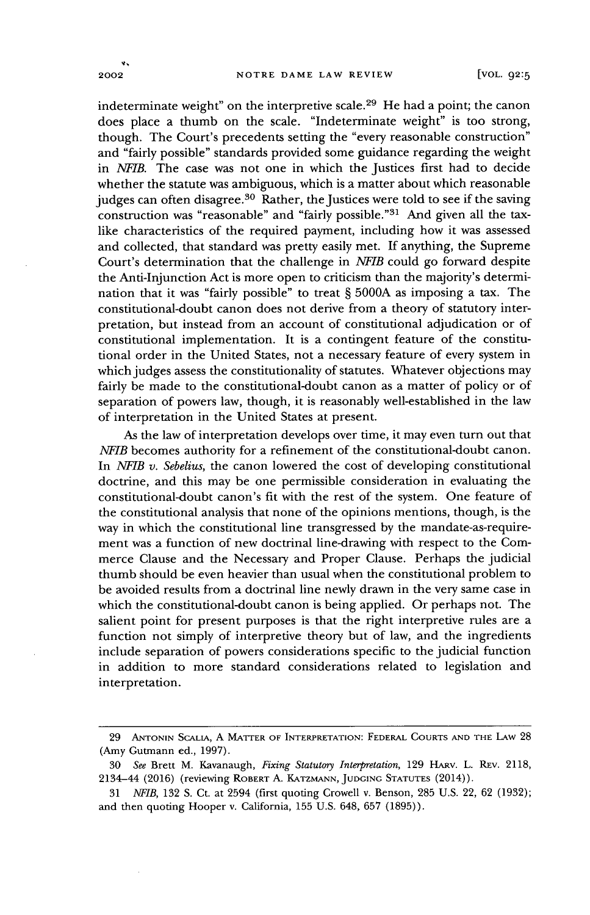indeterminate weight" on the interpretive scale.[29] He had a point; the canon does place a thumb on the scale. "Indeterminate weight" is too strong, though. The Court's precedents setting the "every reasonable construction" and "fairly possible" standards provided some guidance regarding the weight in *NFIB*. The case was not one in which the Justices first had to decide whether the statute was ambiguous, which is a matter about which reasonable judges can often disagree.[30] Rather, the Justices were told to see if the saving construction was "reasonable" and "fairly possible."[31] And given all the tax-like characteristics of the required payment, including how it was assessed and collected, that standard was pretty easily met. If anything, the Supreme Court's determination that the challenge in *NFIB* could go forward despite the Anti-Injunction Act is more open to criticism than the majority's determination that it was "fairly possible" to treat § 5000A as imposing a tax. The constitutional-doubt canon does not derive from a theory of statutory interpretation, but instead from an account of constitutional adjudication or of constitutional implementation. It is a contingent feature of the constitutional order in the United States, not a necessary feature of every system in which judges assess the constitutionality of statutes. Whatever objections may fairly be made to the constitutional-doubt canon as a matter of policy or of separation of powers law, though, it is reasonably well-established in the law of interpretation in the United States at present.

As the law of interpretation develops over time, it may even turn out that *NFIB* becomes authority for a refinement of the constitutional-doubt canon. In *NFIB v. Sebelius*, the canon lowered the cost of developing constitutional doctrine, and this may be one permissible consideration in evaluating the constitutional-doubt canon's fit with the rest of the system. One feature of the constitutional analysis that none of the opinions mentions, though, is the way in which the constitutional line transgressed by the mandate-as-requirement was a function of new doctrinal line-drawing with respect to the Commerce Clause and the Necessary and Proper Clause. Perhaps the judicial thumb should be even heavier than usual when the constitutional problem to be avoided results from a doctrinal line newly drawn in the very same case in which the constitutional-doubt canon is being applied. Or perhaps not. The salient point for present purposes is that the right interpretive rules are a function not simply of interpretive theory but of law, and the ingredients include separation of powers considerations specific to the judicial function in addition to more standard considerations related to legislation and interpretation.

---

29 ANTONIN SCALIA, A MATTER OF INTERPRETATION: FEDERAL COURTS AND THE LAW 28 (Amy Gutmann ed., 1997).

30 *See* Brett M. Kavanaugh, *Fixing Statutory Interpretation*, 129 HARV. L. REV. 2118, 2134–44 (2016) (reviewing ROBERT A. KATZMANN, JUDGING STATUTES (2014)).

31 *NFIB*, 132 S. Ct. at 2594 (first quoting Crowell v. Benson, 285 U.S. 22, 62 (1932); and then quoting Hooper v. California, 155 U.S. 648, 657 (1895)).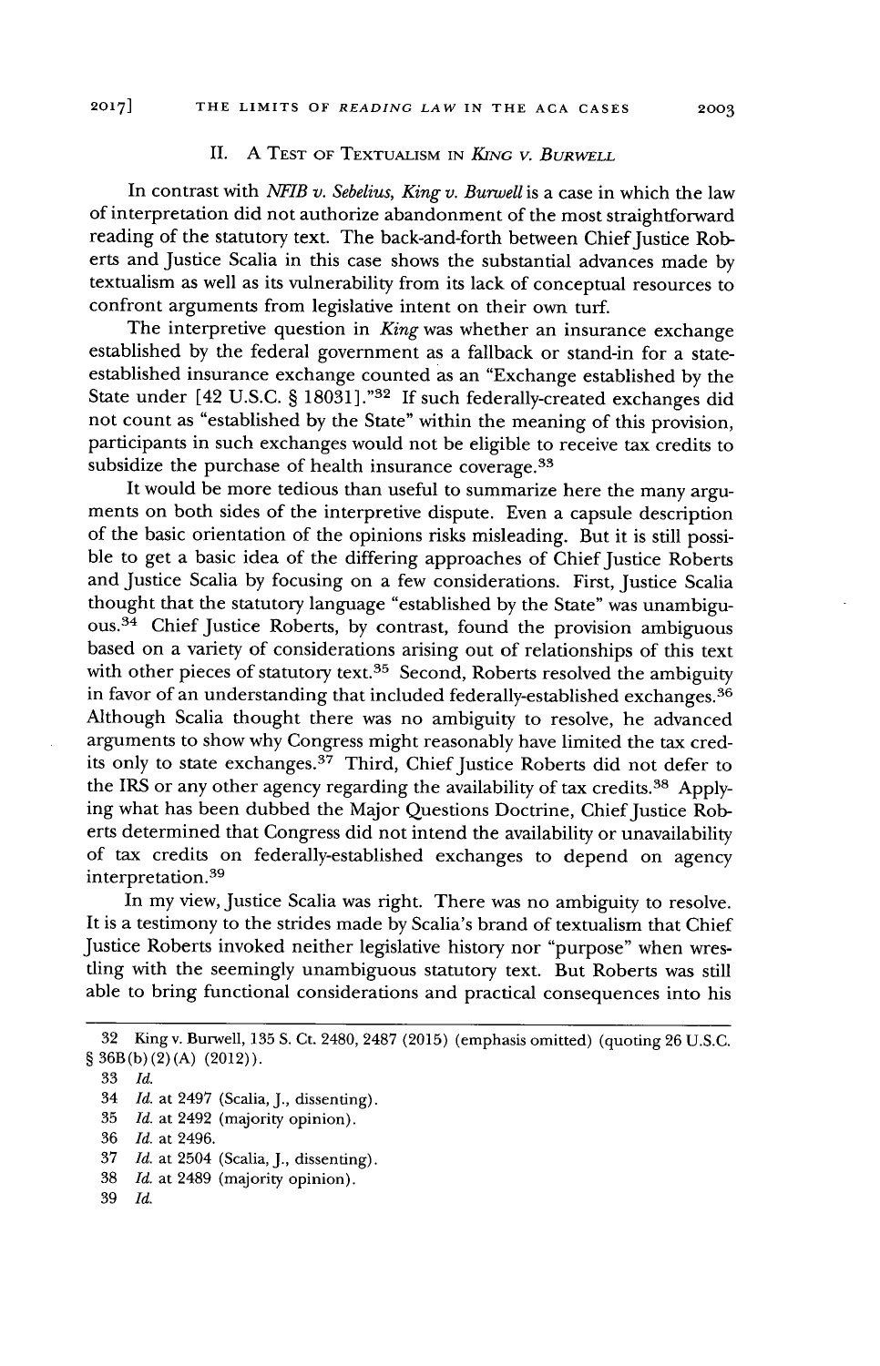## II. A Test of Textualism in *King v. Burwell*

In contrast with *NFIB v. Sebelius*, *King v. Burwell* is a case in which the law of interpretation did not authorize abandonment of the most straightforward reading of the statutory text. The back-and-forth between Chief Justice Roberts and Justice Scalia in this case shows the substantial advances made by textualism as well as its vulnerability from its lack of conceptual resources to confront arguments from legislative intent on their own turf.

The interpretive question in *King* was whether an insurance exchange established by the federal government as a fallback or stand-in for a state-established insurance exchange counted as an "Exchange established by the State under [42 U.S.C. § 18031]."[32] If such federally-created exchanges did not count as "established by the State" within the meaning of this provision, participants in such exchanges would not be eligible to receive tax credits to subsidize the purchase of health insurance coverage.[33]

It would be more tedious than useful to summarize here the many arguments on both sides of the interpretive dispute. Even a capsule description of the basic orientation of the opinions risks misleading. But it is still possible to get a basic idea of the differing approaches of Chief Justice Roberts and Justice Scalia by focusing on a few considerations. First, Justice Scalia thought that the statutory language "established by the State" was unambiguous.[34] Chief Justice Roberts, by contrast, found the provision ambiguous based on a variety of considerations arising out of relationships of this text with other pieces of statutory text.[35] Second, Roberts resolved the ambiguity in favor of an understanding that included federally-established exchanges.[36] Although Scalia thought there was no ambiguity to resolve, he advanced arguments to show why Congress might reasonably have limited the tax credits only to state exchanges.[37] Third, Chief Justice Roberts did not defer to the IRS or any other agency regarding the availability of tax credits.[38] Applying what has been dubbed the Major Questions Doctrine, Chief Justice Roberts determined that Congress did not intend the availability or unavailability of tax credits on federally-established exchanges to depend on agency interpretation.[39]

In my view, Justice Scalia was right. There was no ambiguity to resolve. It is a testimony to the strides made by Scalia's brand of textualism that Chief Justice Roberts invoked neither legislative history nor "purpose" when wrestling with the seemingly unambiguous statutory text. But Roberts was still able to bring functional considerations and practical consequences into his

---

32 King v. Burwell, 135 S. Ct. 2480, 2487 (2015) (emphasis omitted) (quoting 26 U.S.C. § 36B(b)(2)(A) (2012)).

33 *Id.*

34 *Id.* at 2497 (Scalia, J., dissenting).

35 *Id.* at 2492 (majority opinion).

36 *Id.* at 2496.

37 *Id.* at 2504 (Scalia, J., dissenting).

38 *Id.* at 2489 (majority opinion).

39 *Id.*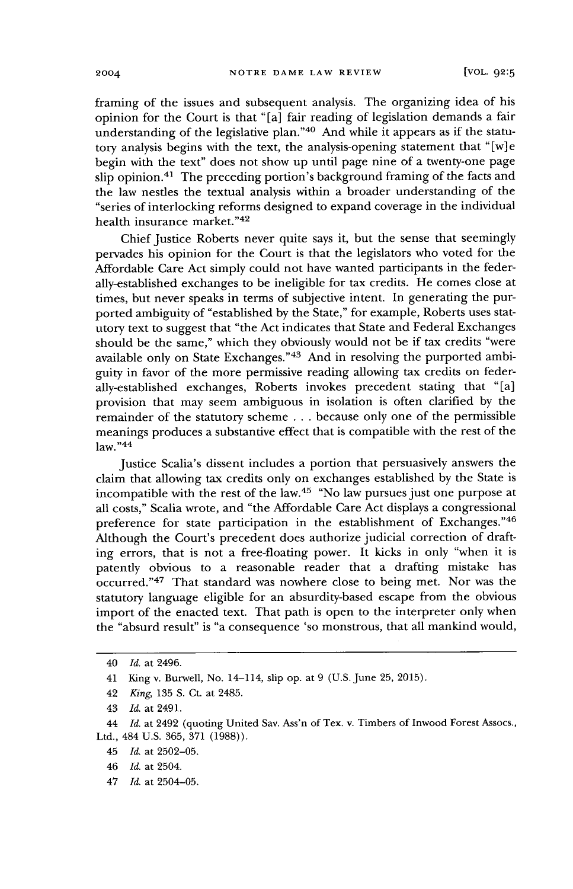framing of the issues and subsequent analysis. The organizing idea of his opinion for the Court is that "[a] fair reading of legislation demands a fair understanding of the legislative plan."[40] And while it appears as if the statutory analysis begins with the text, the analysis-opening statement that "[w]e begin with the text" does not show up until page nine of a twenty-one page slip opinion.[41] The preceding portion's background framing of the facts and the law nestles the textual analysis within a broader understanding of the "series of interlocking reforms designed to expand coverage in the individual health insurance market."[42]

Chief Justice Roberts never quite says it, but the sense that seemingly pervades his opinion for the Court is that the legislators who voted for the Affordable Care Act simply could not have wanted participants in the federally-established exchanges to be ineligible for tax credits. He comes close at times, but never speaks in terms of subjective intent. In generating the purported ambiguity of "established by the State," for example, Roberts uses statutory text to suggest that "the Act indicates that State and Federal Exchanges should be the same," which they obviously would not be if tax credits "were available only on State Exchanges."[43] And in resolving the purported ambiguity in favor of the more permissive reading allowing tax credits on federally-established exchanges, Roberts invokes precedent stating that "[a] provision that may seem ambiguous in isolation is often clarified by the remainder of the statutory scheme . . . because only one of the permissible meanings produces a substantive effect that is compatible with the rest of the law."[44]

Justice Scalia's dissent includes a portion that persuasively answers the claim that allowing tax credits only on exchanges established by the State is incompatible with the rest of the law.[45] "No law pursues just one purpose at all costs," Scalia wrote, and "the Affordable Care Act displays a congressional preference for state participation in the establishment of Exchanges."[46] Although the Court's precedent does authorize judicial correction of drafting errors, that is not a free-floating power. It kicks in only "when it is patently obvious to a reasonable reader that a drafting mistake has occurred."[47] That standard was nowhere close to being met. Nor was the statutory language eligible for an absurdity-based escape from the obvious import of the enacted text. That path is open to the interpreter only when the "absurd result" is "a consequence 'so monstrous, that all mankind would,

---

40 *Id.* at 2496.

41 King v. Burwell, No. 14-114, slip op. at 9 (U.S. June 25, 2015).

42 *King*, 135 S. Ct. at 2485.

43 *Id.* at 2491.

44 *Id.* at 2492 (quoting United Sav. Ass'n of Tex. v. Timbers of Inwood Forest Assocs., Ltd., 484 U.S. 365, 371 (1988)).

45 *Id.* at 2502–05.

46 *Id.* at 2504.

47 *Id.* at 2504–05.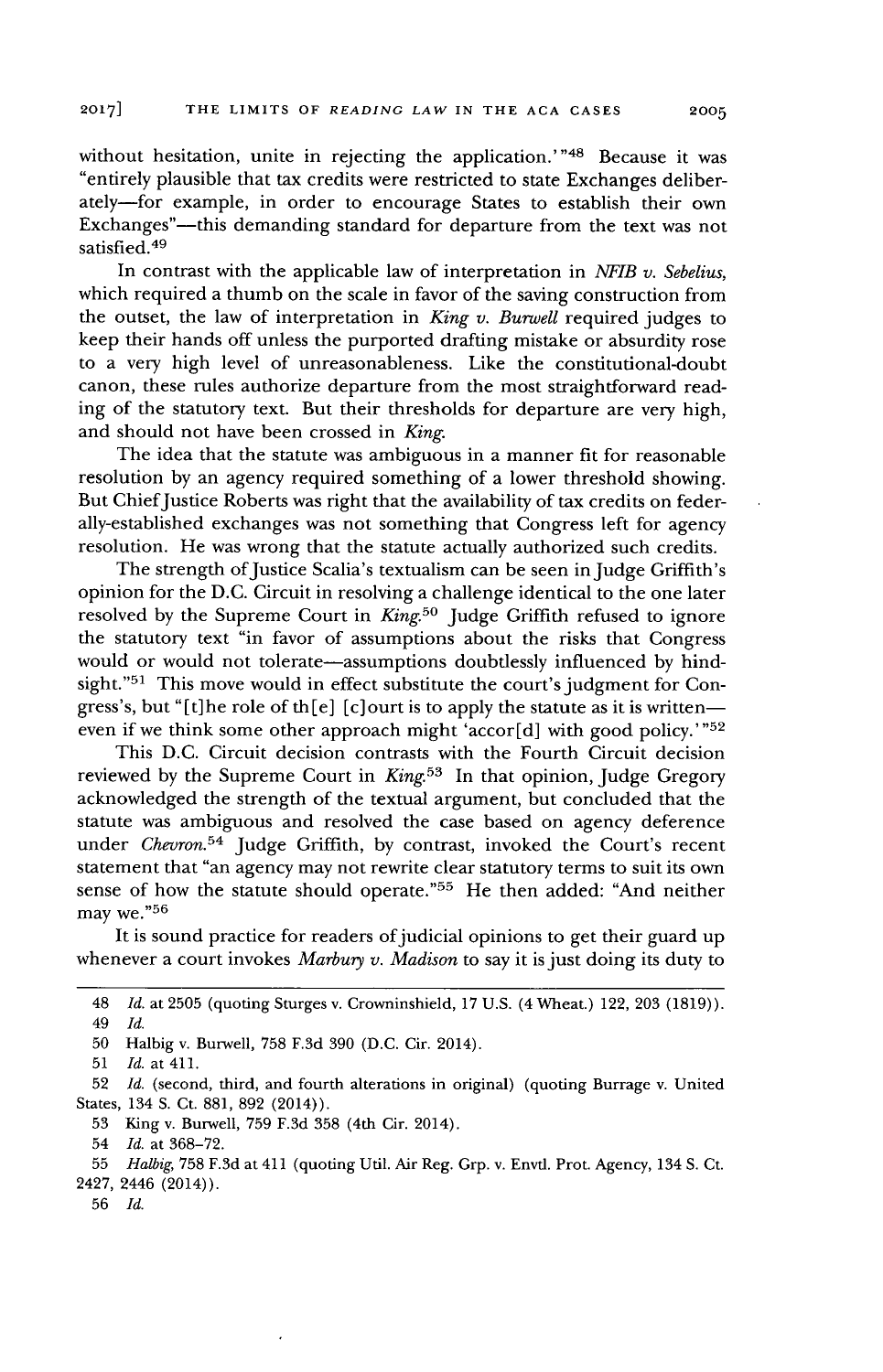without hesitation, unite in rejecting the application.'"[48] Because it was "entirely plausible that tax credits were restricted to state Exchanges deliberately—for example, in order to encourage States to establish their own Exchanges"—this demanding standard for departure from the text was not satisfied.[49]

In contrast with the applicable law of interpretation in *NFIB v. Sebelius*, which required a thumb on the scale in favor of the saving construction from the outset, the law of interpretation in *King v. Burwell* required judges to keep their hands off unless the purported drafting mistake or absurdity rose to a very high level of unreasonableness. Like the constitutional-doubt canon, these rules authorize departure from the most straightforward reading of the statutory text. But their thresholds for departure are very high, and should not have been crossed in *King*.

The idea that the statute was ambiguous in a manner fit for reasonable resolution by an agency required something of a lower threshold showing. But Chief Justice Roberts was right that the availability of tax credits on federally-established exchanges was not something that Congress left for agency resolution. He was wrong that the statute actually authorized such credits.

The strength of Justice Scalia's textualism can be seen in Judge Griffith's opinion for the D.C. Circuit in resolving a challenge identical to the one later resolved by the Supreme Court in *King*.[50] Judge Griffith refused to ignore the statutory text "in favor of assumptions about the risks that Congress would or would not tolerate—assumptions doubtlessly influenced by hindsight."[51] This move would in effect substitute the court's judgment for Congress's, but "[t]he role of th[e] [c]ourt is to apply the statute as it is written—even if we think some other approach might 'accor[d] with good policy.'"[52]

This D.C. Circuit decision contrasts with the Fourth Circuit decision reviewed by the Supreme Court in *King*.[53] In that opinion, Judge Gregory acknowledged the strength of the textual argument, but concluded that the statute was ambiguous and resolved the case based on agency deference under *Chevron*.[54] Judge Griffith, by contrast, invoked the Court's recent statement that "an agency may not rewrite clear statutory terms to suit its own sense of how the statute should operate."[55] He then added: "And neither may we."[56]

It is sound practice for readers of judicial opinions to get their guard up whenever a court invokes *Marbury v. Madison* to say it is just doing its duty to

---

48 *Id.* at 2505 (quoting Sturges v. Crowninshield, 17 U.S. (4 Wheat.) 122, 203 (1819)).

49 *Id.*

50 Halbig v. Burwell, 758 F.3d 390 (D.C. Cir. 2014).

51 *Id.* at 411.

52 *Id.* (second, third, and fourth alterations in original) (quoting Burrage v. United States, 134 S. Ct. 881, 892 (2014)).

53 King v. Burwell, 759 F.3d 358 (4th Cir. 2014).

54 *Id.* at 368–72.

55 *Halbig*, 758 F.3d at 411 (quoting Util. Air Reg. Grp. v. Envtl. Prot. Agency, 134 S. Ct. 2427, 2446 (2014)).

56 *Id.*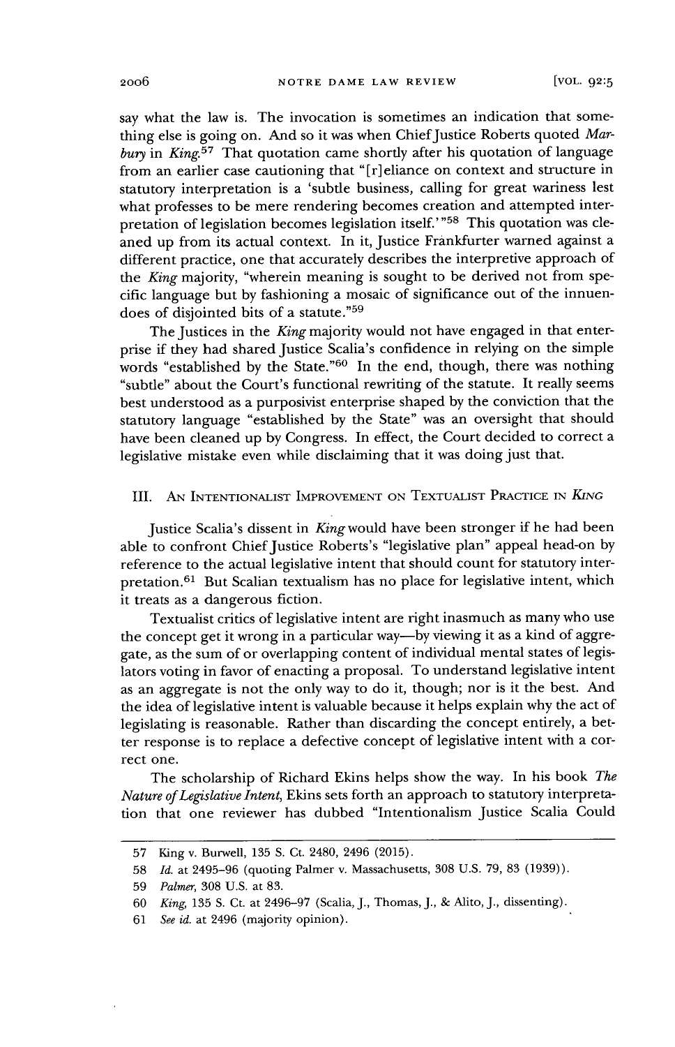say what the law is. The invocation is sometimes an indication that something else is going on. And so it was when Chief Justice Roberts quoted *Marbury* in *King*.[57] That quotation came shortly after his quotation of language from an earlier case cautioning that "[r]eliance on context and structure in statutory interpretation is a 'subtle business, calling for great wariness lest what professes to be mere rendering becomes creation and attempted interpretation of legislation becomes legislation itself.'"[58] This quotation was cleaned up from its actual context. In it, Justice Frankfurter warned against a different practice, one that accurately describes the interpretive approach of the *King* majority, "wherein meaning is sought to be derived not from specific language but by fashioning a mosaic of significance out of the innuendoes of disjointed bits of a statute."[59]

The Justices in the *King* majority would not have engaged in that enterprise if they had shared Justice Scalia's confidence in relying on the simple words "established by the State."[60] In the end, though, there was nothing "subtle" about the Court's functional rewriting of the statute. It really seems best understood as a purposivist enterprise shaped by the conviction that the statutory language "established by the State" was an oversight that should have been cleaned up by Congress. In effect, the Court decided to correct a legislative mistake even while disclaiming that it was doing just that.

## III. An Intentionalist Improvement on Textualist Practice in *King*

Justice Scalia's dissent in *King* would have been stronger if he had been able to confront Chief Justice Roberts's "legislative plan" appeal head-on by reference to the actual legislative intent that should count for statutory interpretation.[61] But Scalian textualism has no place for legislative intent, which it treats as a dangerous fiction.

Textualist critics of legislative intent are right inasmuch as many who use the concept get it wrong in a particular way—by viewing it as a kind of aggregate, as the sum of or overlapping content of individual mental states of legislators voting in favor of enacting a proposal. To understand legislative intent as an aggregate is not the only way to do it, though; nor is it the best. And the idea of legislative intent is valuable because it helps explain why the act of legislating is reasonable. Rather than discarding the concept entirely, a better response is to replace a defective concept of legislative intent with a correct one.

The scholarship of Richard Ekins helps show the way. In his book *The Nature of Legislative Intent*, Ekins sets forth an approach to statutory interpretation that one reviewer has dubbed "Intentionalism Justice Scalia Could

---

57 King v. Burwell, 135 S. Ct. 2480, 2496 (2015).

58 *Id.* at 2495–96 (quoting Palmer v. Massachusetts, 308 U.S. 79, 83 (1939)).

59 *Palmer*, 308 U.S. at 83.

60 *King*, 135 S. Ct. at 2496–97 (Scalia, J., Thomas, J., & Alito, J., dissenting).

61 *See id.* at 2496 (majority opinion).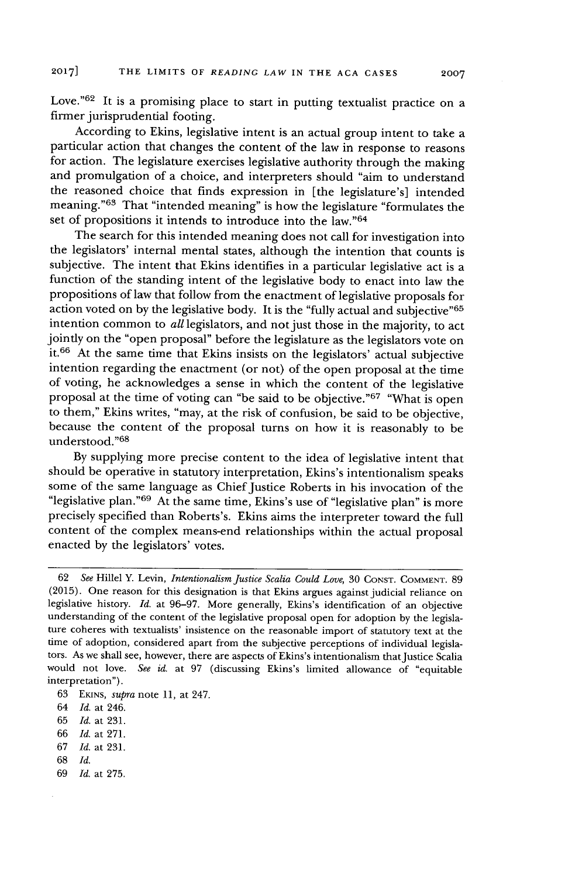Love."[62] It is a promising place to start in putting textualist practice on a firmer jurisprudential footing.

According to Ekins, legislative intent is an actual group intent to take a particular action that changes the content of the law in response to reasons for action. The legislature exercises legislative authority through the making and promulgation of a choice, and interpreters should "aim to understand the reasoned choice that finds expression in [the legislature's] intended meaning."[63] That "intended meaning" is how the legislature "formulates the set of propositions it intends to introduce into the law."[64]

The search for this intended meaning does not call for investigation into the legislators' internal mental states, although the intention that counts is subjective. The intent that Ekins identifies in a particular legislative act is a function of the standing intent of the legislative body to enact into law the propositions of law that follow from the enactment of legislative proposals for action voted on by the legislative body. It is the "fully actual and subjective"[65] intention common to *all* legislators, and not just those in the majority, to act jointly on the "open proposal" before the legislature as the legislators vote on it.[66] At the same time that Ekins insists on the legislators' actual subjective intention regarding the enactment (or not) of the open proposal at the time of voting, he acknowledges a sense in which the content of the legislative proposal at the time of voting can "be said to be objective."[67] "What is open to them," Ekins writes, "may, at the risk of confusion, be said to be objective, because the content of the proposal turns on how it is reasonably to be understood."[68]

By supplying more precise content to the idea of legislative intent that should be operative in statutory interpretation, Ekins's intentionalism speaks some of the same language as Chief Justice Roberts in his invocation of the "legislative plan."[69] At the same time, Ekins's use of "legislative plan" is more precisely specified than Roberts's. Ekins aims the interpreter toward the full content of the complex means-end relationships within the actual proposal enacted by the legislators' votes.

---

62 *See* Hillel Y. Levin, *Intentionalism Justice Scalia Could Love*, 30 CONST. COMMENT. 89 (2015). One reason for this designation is that Ekins argues against judicial reliance on legislative history. *Id.* at 96–97. More generally, Ekins's identification of an objective understanding of the content of the legislative proposal open for adoption by the legislature coheres with textualists' insistence on the reasonable import of statutory text at the time of adoption, considered apart from the subjective perceptions of individual legislators. As we shall see, however, there are aspects of Ekins's intentionalism that Justice Scalia would not love. *See id.* at 97 (discussing Ekins's limited allowance of "equitable interpretation").

63 EKINS, *supra* note 11, at 247.

64 *Id.* at 246.

65 *Id.* at 231.

66 *Id.* at 271.

67 *Id.* at 231.

68 *Id.*

69 *Id.* at 275.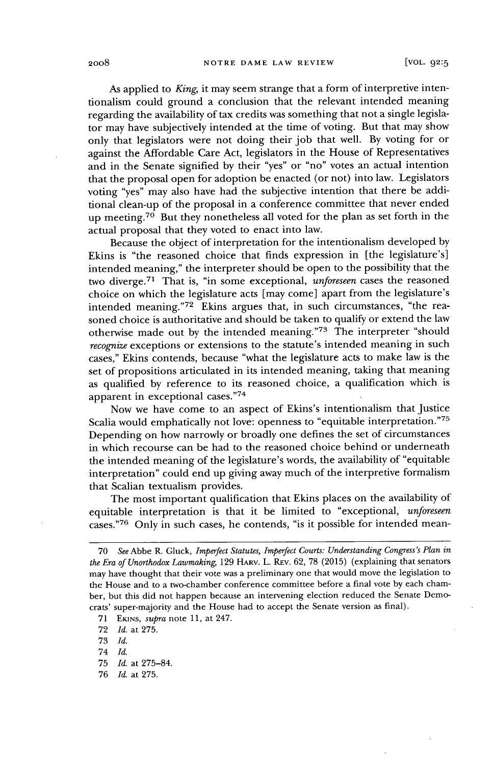As applied to *King*, it may seem strange that a form of interpretive intentionalism could ground a conclusion that the relevant intended meaning regarding the availability of tax credits was something that not a single legislator may have subjectively intended at the time of voting. But that may show only that legislators were not doing their job that well. By voting for or against the Affordable Care Act, legislators in the House of Representatives and in the Senate signified by their "yes" or "no" votes an actual intention that the proposal open for adoption be enacted (or not) into law. Legislators voting "yes" may also have had the subjective intention that there be additional clean-up of the proposal in a conference committee that never ended up meeting.[70] But they nonetheless all voted for the plan as set forth in the actual proposal that they voted to enact into law.

Because the object of interpretation for the intentionalism developed by Ekins is "the reasoned choice that finds expression in [the legislature's] intended meaning," the interpreter should be open to the possibility that the two diverge.[71] That is, "in some exceptional, *unforeseen* cases the reasoned choice on which the legislature acts [may come] apart from the legislature's intended meaning."[72] Ekins argues that, in such circumstances, "the reasoned choice is authoritative and should be taken to qualify or extend the law otherwise made out by the intended meaning."[73] The interpreter "should *recognize* exceptions or extensions to the statute's intended meaning in such cases," Ekins contends, because "what the legislature acts to make law is the set of propositions articulated in its intended meaning, taking that meaning as qualified by reference to its reasoned choice, a qualification which is apparent in exceptional cases."[74]

Now we have come to an aspect of Ekins's intentionalism that Justice Scalia would emphatically not love: openness to "equitable interpretation."[75] Depending on how narrowly or broadly one defines the set of circumstances in which recourse can be had to the reasoned choice behind or underneath the intended meaning of the legislature's words, the availability of "equitable interpretation" could end up giving away much of the interpretive formalism that Scalian textualism provides.

The most important qualification that Ekins places on the availability of equitable interpretation is that it be limited to "exceptional, *unforeseen* cases."[76] Only in such cases, he contends, "is it possible for intended mean-

---

70 *See* Abbe R. Gluck, *Imperfect Statutes, Imperfect Courts: Understanding Congress's Plan in the Era of Unorthodox Lawmaking*, 129 HARV. L. REV. 62, 78 (2015) (explaining that senators may have thought that their vote was a preliminary one that would move the legislation to the House and to a two-chamber conference committee before a final vote by each chamber, but this did not happen because an intervening election reduced the Senate Democrats' super-majority and the House had to accept the Senate version as final).

71 EKINS, *supra* note 11, at 247.

72 *Id.* at 275.

73 *Id.*

74 *Id.*

75 *Id.* at 275–84.

76 *Id.* at 275.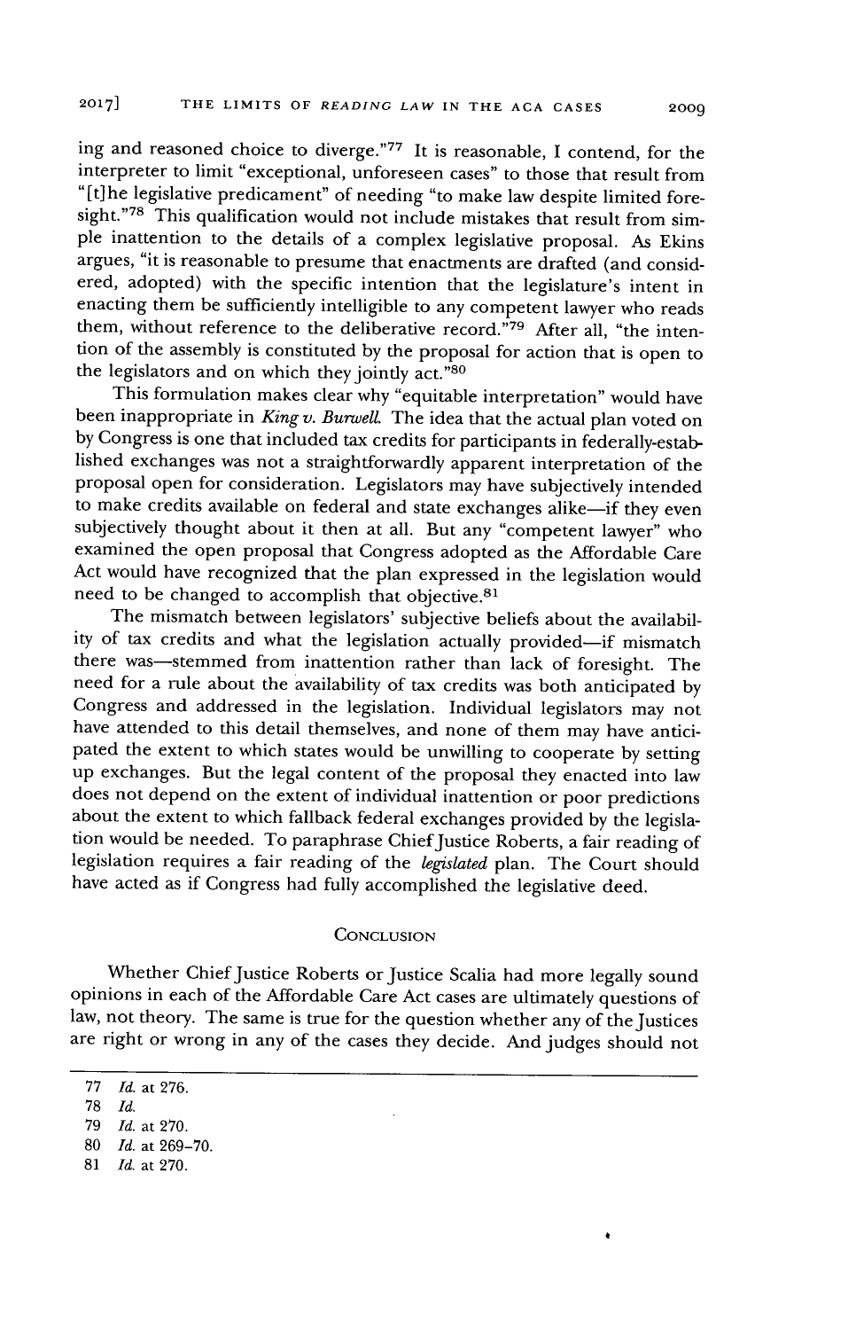ing and reasoned choice to diverge."[77] It is reasonable, I contend, for the interpreter to limit "exceptional, unforeseen cases" to those that result from "[t]he legislative predicament" of needing "to make law despite limited foresight."[78] This qualification would not include mistakes that result from simple inattention to the details of a complex legislative proposal. As Ekins argues, "it is reasonable to presume that enactments are drafted (and considered, adopted) with the specific intention that the legislature's intent in enacting them be sufficiently intelligible to any competent lawyer who reads them, without reference to the deliberative record."[79] After all, "the intention of the assembly is constituted by the proposal for action that is open to the legislators and on which they jointly act."[80]

This formulation makes clear why "equitable interpretation" would have been inappropriate in *King v. Burwell*. The idea that the actual plan voted on by Congress is one that included tax credits for participants in federally-established exchanges was not a straightforwardly apparent interpretation of the proposal open for consideration. Legislators may have subjectively intended to make credits available on federal and state exchanges alike—if they even subjectively thought about it then at all. But any "competent lawyer" who examined the open proposal that Congress adopted as the Affordable Care Act would have recognized that the plan expressed in the legislation would need to be changed to accomplish that objective.[81]

The mismatch between legislators' subjective beliefs about the availability of tax credits and what the legislation actually provided—if mismatch there was—stemmed from inattention rather than lack of foresight. The need for a rule about the availability of tax credits was both anticipated by Congress and addressed in the legislation. Individual legislators may not have attended to this detail themselves, and none of them may have anticipated the extent to which states would be unwilling to cooperate by setting up exchanges. But the legal content of the proposal they enacted into law does not depend on the extent of individual inattention or poor predictions about the extent to which fallback federal exchanges provided by the legislation would be needed. To paraphrase Chief Justice Roberts, a fair reading of legislation requires a fair reading of the *legislated* plan. The Court should have acted as if Congress had fully accomplished the legislative deed.

## Conclusion

Whether Chief Justice Roberts or Justice Scalia had more legally sound opinions in each of the Affordable Care Act cases are ultimately questions of law, not theory. The same is true for the question whether any of the Justices are right or wrong in any of the cases they decide. And judges should not

---

77 *Id.* at 276.

78 *Id.*

79 *Id.* at 270.

80 *Id.* at 269–70.

81 *Id.* at 270.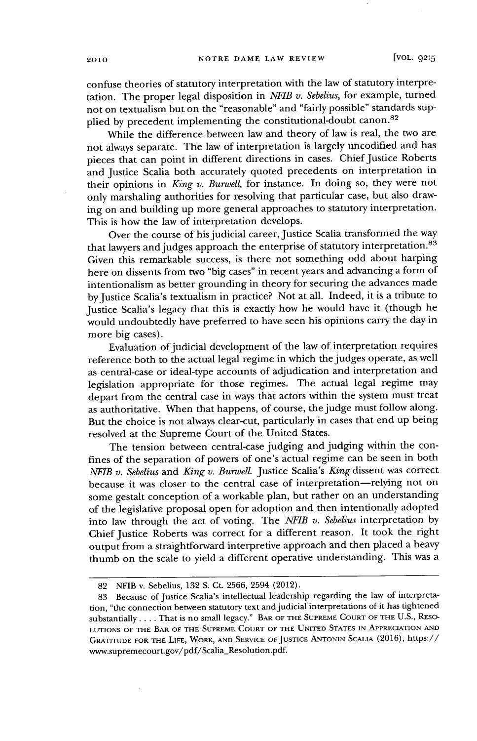confuse theories of statutory interpretation with the law of statutory interpretation. The proper legal disposition in *NFIB v. Sebelius*, for example, turned not on textualism but on the "reasonable" and "fairly possible" standards supplied by precedent implementing the constitutional-doubt canon.[82]

While the difference between law and theory of law is real, the two are not always separate. The law of interpretation is largely uncodified and has pieces that can point in different directions in cases. Chief Justice Roberts and Justice Scalia both accurately quoted precedents on interpretation in their opinions in *King v. Burwell*, for instance. In doing so, they were not only marshaling authorities for resolving that particular case, but also drawing on and building up more general approaches to statutory interpretation. This is how the law of interpretation develops.

Over the course of his judicial career, Justice Scalia transformed the way that lawyers and judges approach the enterprise of statutory interpretation.[83] Given this remarkable success, is there not something odd about harping here on dissents from two "big cases" in recent years and advancing a form of intentionalism as better grounding in theory for securing the advances made by Justice Scalia's textualism in practice? Not at all. Indeed, it is a tribute to Justice Scalia's legacy that this is exactly how he would have it (though he would undoubtedly have preferred to have seen his opinions carry the day in more big cases).

Evaluation of judicial development of the law of interpretation requires reference both to the actual legal regime in which the judges operate, as well as central-case or ideal-type accounts of adjudication and interpretation and legislation appropriate for those regimes. The actual legal regime may depart from the central case in ways that actors within the system must treat as authoritative. When that happens, of course, the judge must follow along. But the choice is not always clear-cut, particularly in cases that end up being resolved at the Supreme Court of the United States.

The tension between central-case judging and judging within the confines of the separation of powers of one's actual regime can be seen in both *NFIB v. Sebelius* and *King v. Burwell*. Justice Scalia's *King* dissent was correct because it was closer to the central case of interpretation—relying not on some gestalt conception of a workable plan, but rather on an understanding of the legislative proposal open for adoption and then intentionally adopted into law through the act of voting. The *NFIB v. Sebelius* interpretation by Chief Justice Roberts was correct for a different reason. It took the right output from a straightforward interpretive approach and then placed a heavy thumb on the scale to yield a different operative understanding. This was a

---

82 NFIB v. Sebelius, 132 S. Ct. 2566, 2594 (2012).

83 Because of Justice Scalia's intellectual leadership regarding the law of interpretation, "the connection between statutory text and judicial interpretations of it has tightened substantially . . . . That is no small legacy." BAR OF THE SUPREME COURT OF THE U.S., RESOLUTIONS OF THE BAR OF THE SUPREME COURT OF THE UNITED STATES IN APPRECIATION AND GRATITUDE FOR THE LIFE, WORK, AND SERVICE OF JUSTICE ANTONIN SCALIA (2016), https://www.supremecourt.gov/pdf/Scalia_Resolution.pdf.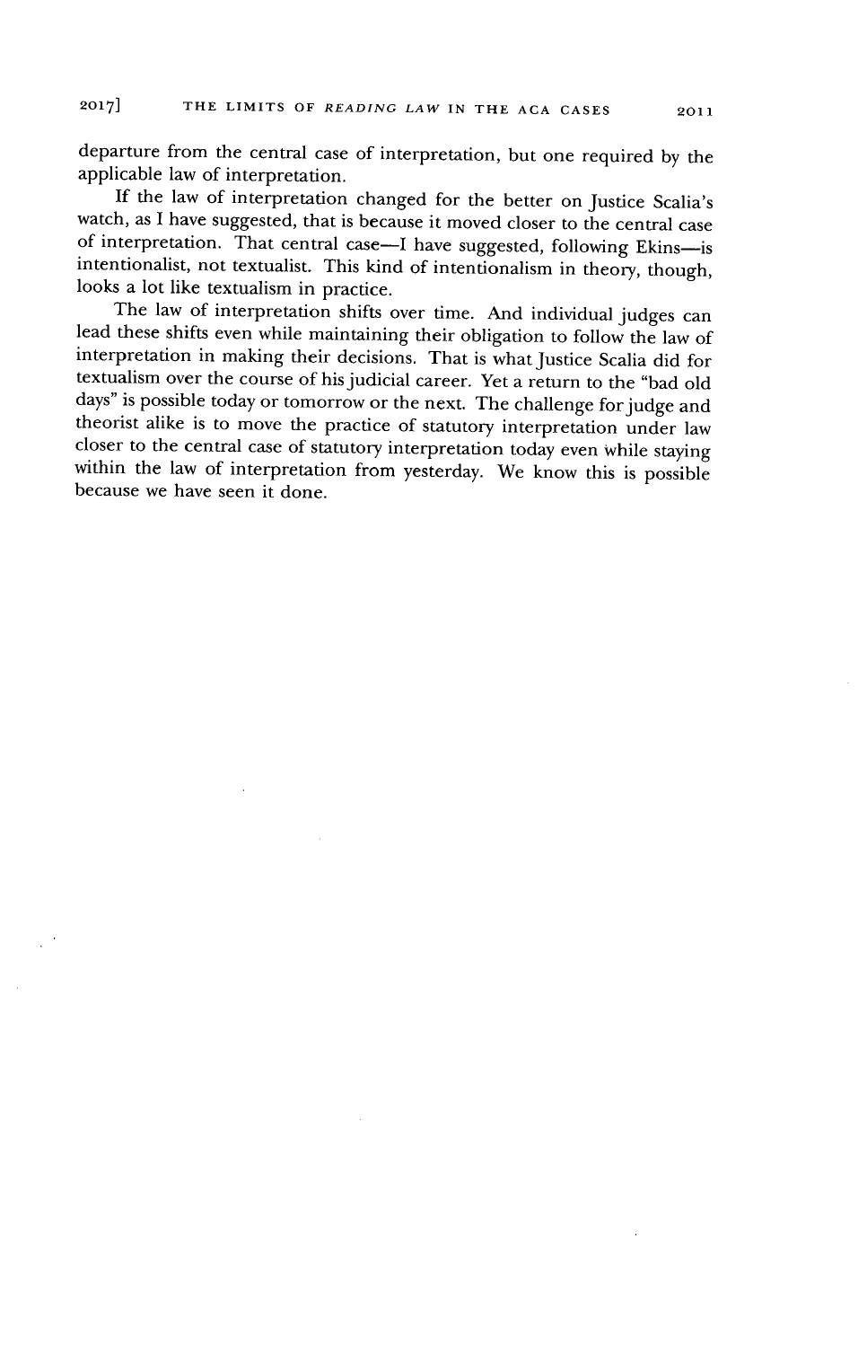departure from the central case of interpretation, but one required by the applicable law of interpretation.

If the law of interpretation changed for the better on Justice Scalia's watch, as I have suggested, that is because it moved closer to the central case of interpretation. That central case—I have suggested, following Ekins—is intentionalist, not textualist. This kind of intentionalism in theory, though, looks a lot like textualism in practice.

The law of interpretation shifts over time. And individual judges can lead these shifts even while maintaining their obligation to follow the law of interpretation in making their decisions. That is what Justice Scalia did for textualism over the course of his judicial career. Yet a return to the "bad old days" is possible today or tomorrow or the next. The challenge for judge and theorist alike is to move the practice of statutory interpretation under law closer to the central case of statutory interpretation today even while staying within the law of interpretation from yesterday. We know this is possible because we have seen it done.